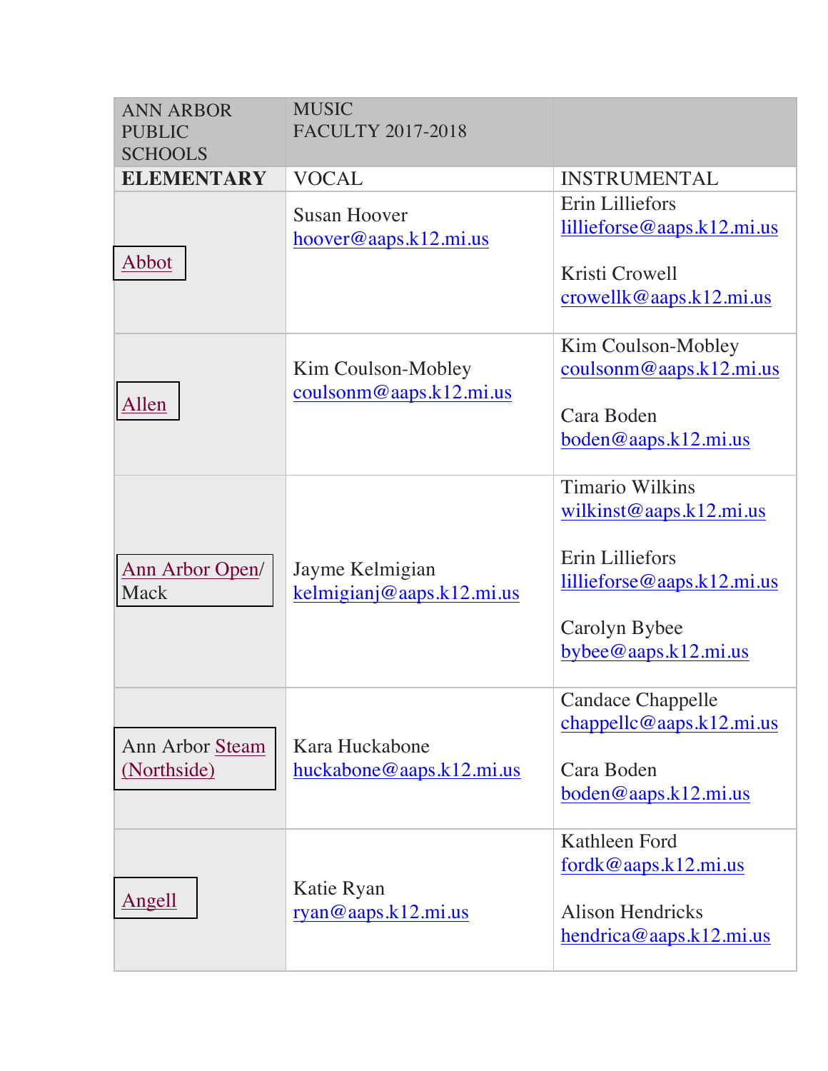| ANN ARBOR PUBLIC SCHOOLS | MUSIC FACULTY 2017-2018 | |
|---|---|---|
| **ELEMENTARY** | VOCAL | INSTRUMENTAL |
| Abbot | Susan Hoover hoover@aaps.k12.mi.us | Erin Lilliefors lillieforse@aaps.k12.mi.us<br><br>Kristi Crowell crowellk@aaps.k12.mi.us |
| Allen | Kim Coulson-Mobley coulsonm@aaps.k12.mi.us | Kim Coulson-Mobley coulsonm@aaps.k12.mi.us<br><br>Cara Boden boden@aaps.k12.mi.us |
| Ann Arbor Open/ Mack | Jayme Kelmigian kelmigianj@aaps.k12.mi.us | Timario Wilkins wilkinst@aaps.k12.mi.us<br><br>Erin Lilliefors lillieforse@aaps.k12.mi.us<br><br>Carolyn Bybee bybee@aaps.k12.mi.us |
| Ann Arbor Steam (Northside) | Kara Huckabone huckabone@aaps.k12.mi.us | Candace Chappelle chappellc@aaps.k12.mi.us<br><br>Cara Boden boden@aaps.k12.mi.us |
| Angell | Katie Ryan ryan@aaps.k12.mi.us | Kathleen Ford fordk@aaps.k12.mi.us<br><br>Alison Hendricks hendrica@aaps.k12.mi.us |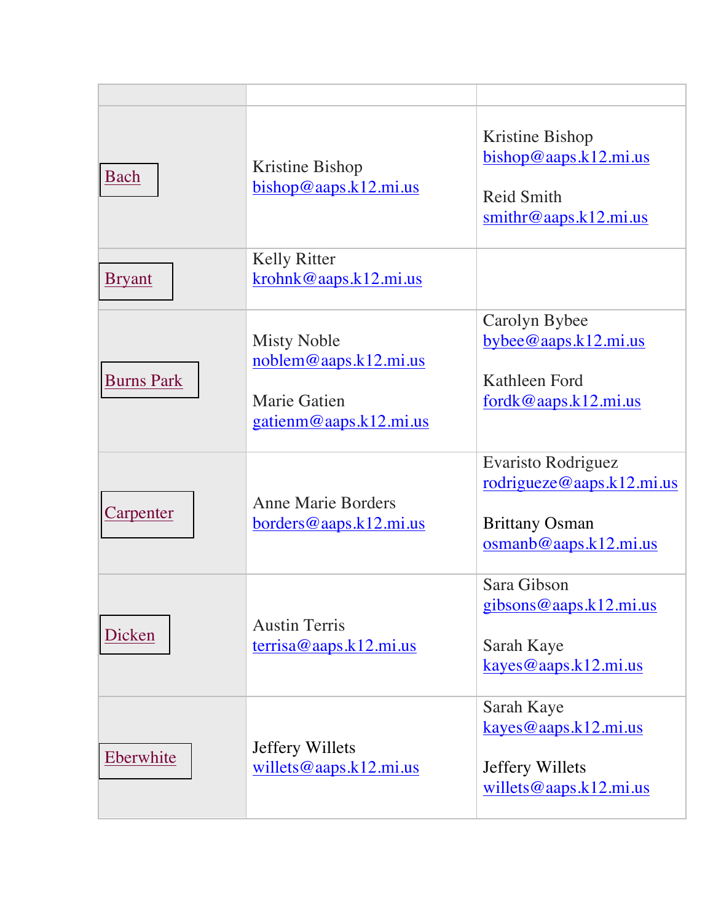| | | |
|---|---|---|
| Bach | Kristine Bishop<br>bishop@aaps.k12.mi.us | Kristine Bishop<br>bishop@aaps.k12.mi.us<br><br>Reid Smith<br>smithr@aaps.k12.mi.us |
| Bryant | Kelly Ritter<br>krohnk@aaps.k12.mi.us | |
| Burns Park | Misty Noble<br>noblem@aaps.k12.mi.us<br><br>Marie Gatien<br>gatienm@aaps.k12.mi.us | Carolyn Bybee<br>bybee@aaps.k12.mi.us<br><br>Kathleen Ford<br>fordk@aaps.k12.mi.us |
| Carpenter | Anne Marie Borders<br>borders@aaps.k12.mi.us | Evaristo Rodriguez<br>rodrigueze@aaps.k12.mi.us<br><br>Brittany Osman<br>osmanb@aaps.k12.mi.us |
| Dicken | Austin Terris<br>terrisa@aaps.k12.mi.us | Sara Gibson<br>gibsons@aaps.k12.mi.us<br><br>Sarah Kaye<br>kayes@aaps.k12.mi.us |
| Eberwhite | Jeffery Willets<br>willets@aaps.k12.mi.us | Sarah Kaye<br>kayes@aaps.k12.mi.us<br><br>Jeffery Willets<br>willets@aaps.k12.mi.us |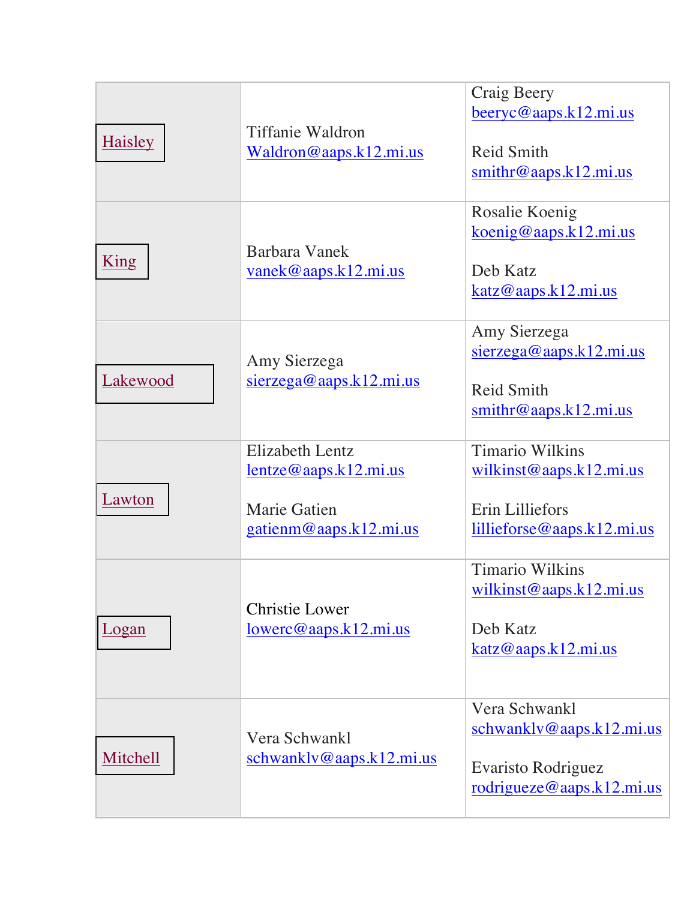| | | |
|---|---|---|
| Haisley | Tiffanie Waldron<br>Waldron@aaps.k12.mi.us | Craig Beery<br>beeryc@aaps.k12.mi.us<br><br>Reid Smith<br>smithr@aaps.k12.mi.us |
| King | Barbara Vanek<br>vanek@aaps.k12.mi.us | Rosalie Koenig<br>koenig@aaps.k12.mi.us<br><br>Deb Katz<br>katz@aaps.k12.mi.us |
| Lakewood | Amy Sierzega<br>sierzega@aaps.k12.mi.us | Amy Sierzega<br>sierzega@aaps.k12.mi.us<br><br>Reid Smith<br>smithr@aaps.k12.mi.us |
| Lawton | Elizabeth Lentz<br>lentze@aaps.k12.mi.us<br><br>Marie Gatien<br>gatienm@aaps.k12.mi.us | Timario Wilkins<br>wilkinst@aaps.k12.mi.us<br><br>Erin Lilliefors<br>lillieforse@aaps.k12.mi.us |
| Logan | Christie Lower<br>lowerc@aaps.k12.mi.us | Timario Wilkins<br>wilkinst@aaps.k12.mi.us<br><br>Deb Katz<br>katz@aaps.k12.mi.us |
| Mitchell | Vera Schwankl<br>schwanklv@aaps.k12.mi.us | Vera Schwankl<br>schwanklv@aaps.k12.mi.us<br><br>Evaristo Rodriguez<br>rodrigueze@aaps.k12.mi.us |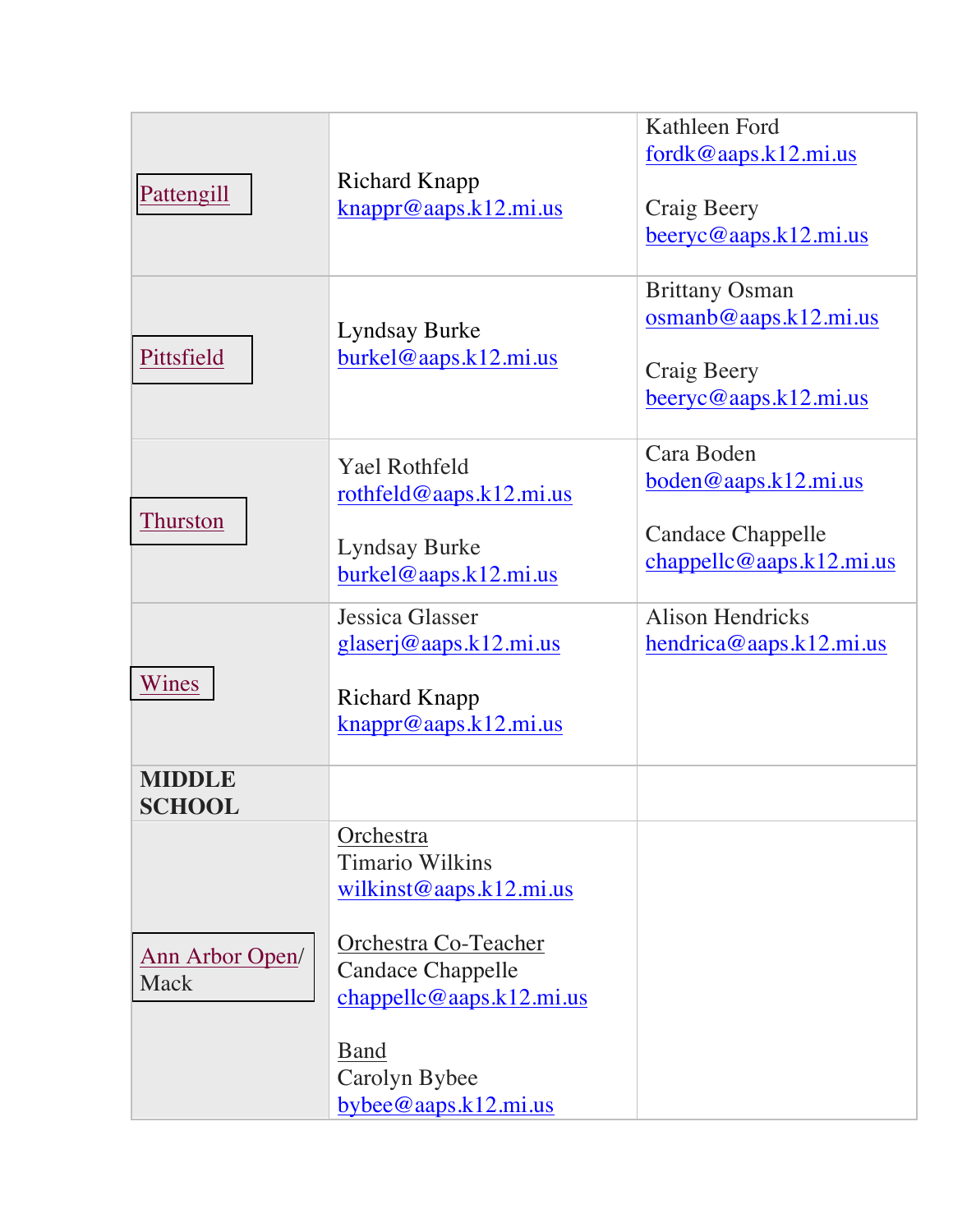| | | |
|---|---|---|
| Pattengill | Richard Knapp<br>knappr@aaps.k12.mi.us | Kathleen Ford<br>fordk@aaps.k12.mi.us<br><br>Craig Beery<br>beeryc@aaps.k12.mi.us |
| Pittsfield | Lyndsay Burke<br>burkel@aaps.k12.mi.us | Brittany Osman<br>osmanb@aaps.k12.mi.us<br><br>Craig Beery<br>beeryc@aaps.k12.mi.us |
| Thurston | Yael Rothfeld<br>rothfeld@aaps.k12.mi.us<br><br>Lyndsay Burke<br>burkel@aaps.k12.mi.us | Cara Boden<br>boden@aaps.k12.mi.us<br><br>Candace Chappelle<br>chappellc@aaps.k12.mi.us |
| Wines | Jessica Glasser<br>glaserj@aaps.k12.mi.us<br><br>Richard Knapp<br>knappr@aaps.k12.mi.us | Alison Hendricks<br>hendrica@aaps.k12.mi.us |
| **MIDDLE SCHOOL** | | |
| Ann Arbor Open/ Mack | Orchestra<br>Timario Wilkins<br>wilkinst@aaps.k12.mi.us<br><br>Orchestra Co-Teacher<br>Candace Chappelle<br>chappellc@aaps.k12.mi.us<br><br>Band<br>Carolyn Bybee<br>bybee@aaps.k12.mi.us | |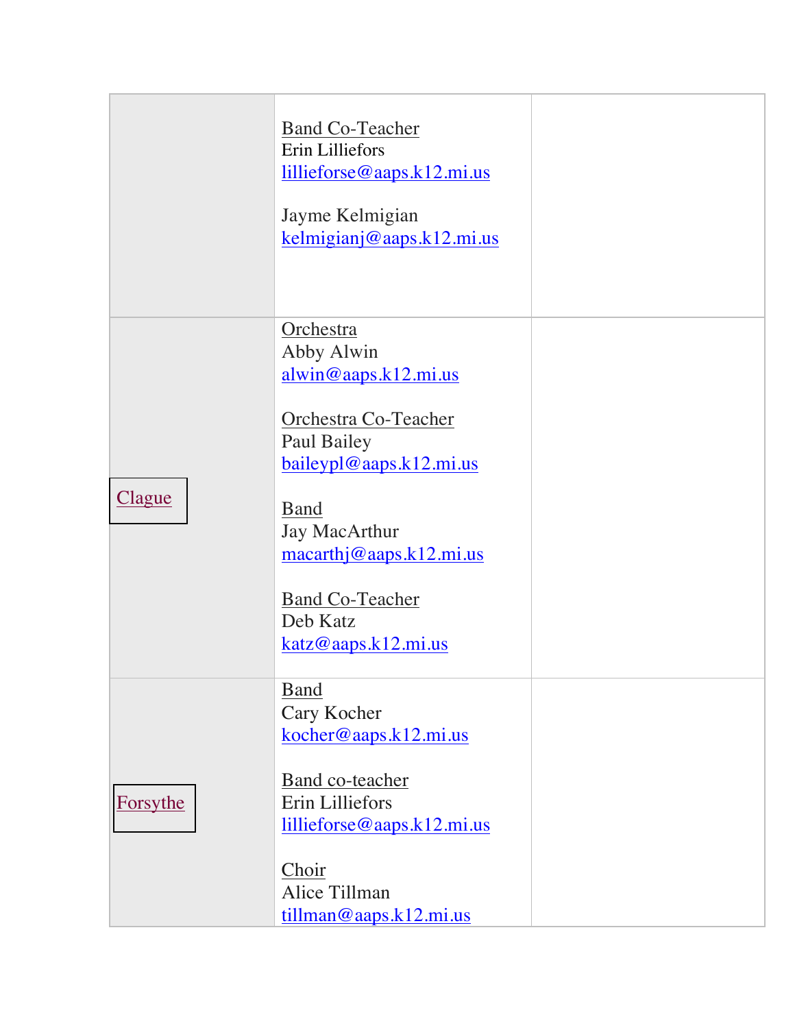| | | |
|---|---|---|
| | Band Co-Teacher<br>Erin Lilliefors<br>lillieforse@aaps.k12.mi.us<br><br>Jayme Kelmigian<br>kelmigianj@aaps.k12.mi.us | |
| Clague | Orchestra<br>Abby Alwin<br>alwin@aaps.k12.mi.us<br><br>Orchestra Co-Teacher<br>Paul Bailey<br>baileypl@aaps.k12.mi.us<br><br>Band<br>Jay MacArthur<br>macarthj@aaps.k12.mi.us<br><br>Band Co-Teacher<br>Deb Katz<br>katz@aaps.k12.mi.us | |
| Forsythe | Band<br>Cary Kocher<br>kocher@aaps.k12.mi.us<br><br>Band co-teacher<br>Erin Lilliefors<br>lillieforse@aaps.k12.mi.us<br><br>Choir<br>Alice Tillman<br>tillman@aaps.k12.mi.us | |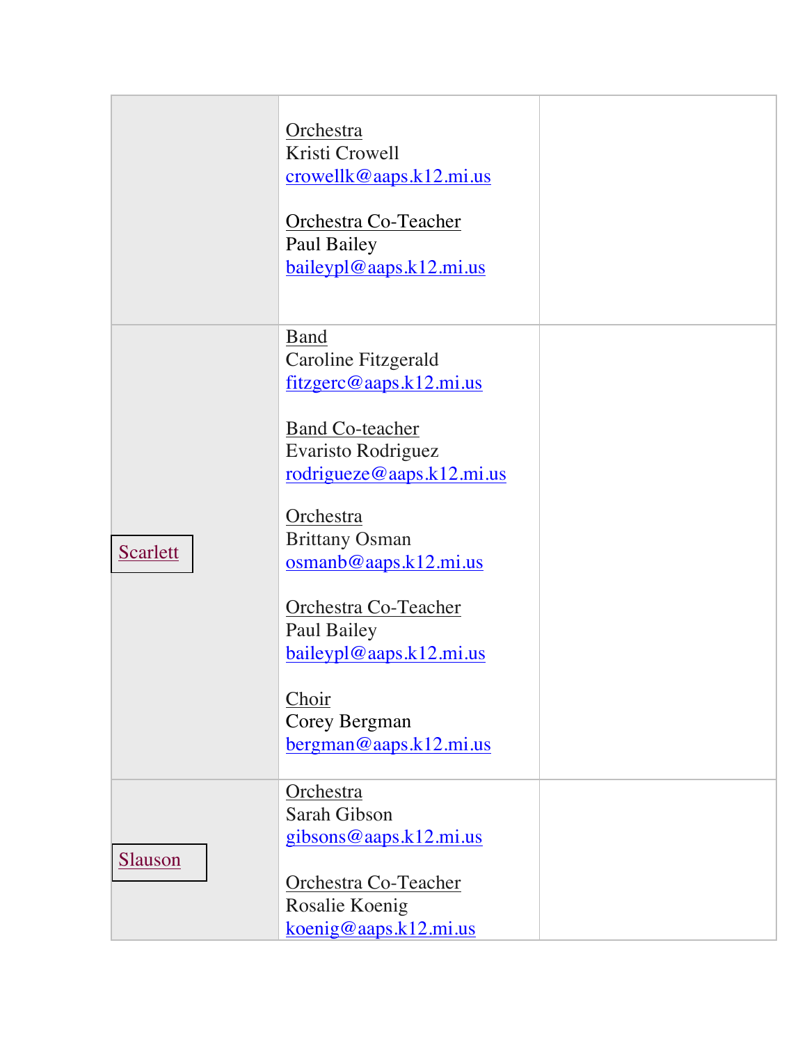| | | |
|---|---|---|
| | Orchestra<br>Kristi Crowell<br>crowellk@aaps.k12.mi.us<br><br>Orchestra Co-Teacher<br>Paul Bailey<br>baileypl@aaps.k12.mi.us | |
| Scarlett | Band<br>Caroline Fitzgerald<br>fitzgerc@aaps.k12.mi.us<br><br>Band Co-teacher<br>Evaristo Rodriguez<br>rodrigueze@aaps.k12.mi.us<br><br>Orchestra<br>Brittany Osman<br>osmanb@aaps.k12.mi.us<br><br>Orchestra Co-Teacher<br>Paul Bailey<br>baileypl@aaps.k12.mi.us<br><br>Choir<br>Corey Bergman<br>bergman@aaps.k12.mi.us | |
| Slauson | Orchestra<br>Sarah Gibson<br>gibsons@aaps.k12.mi.us<br><br>Orchestra Co-Teacher<br>Rosalie Koenig<br>koenig@aaps.k12.mi.us | |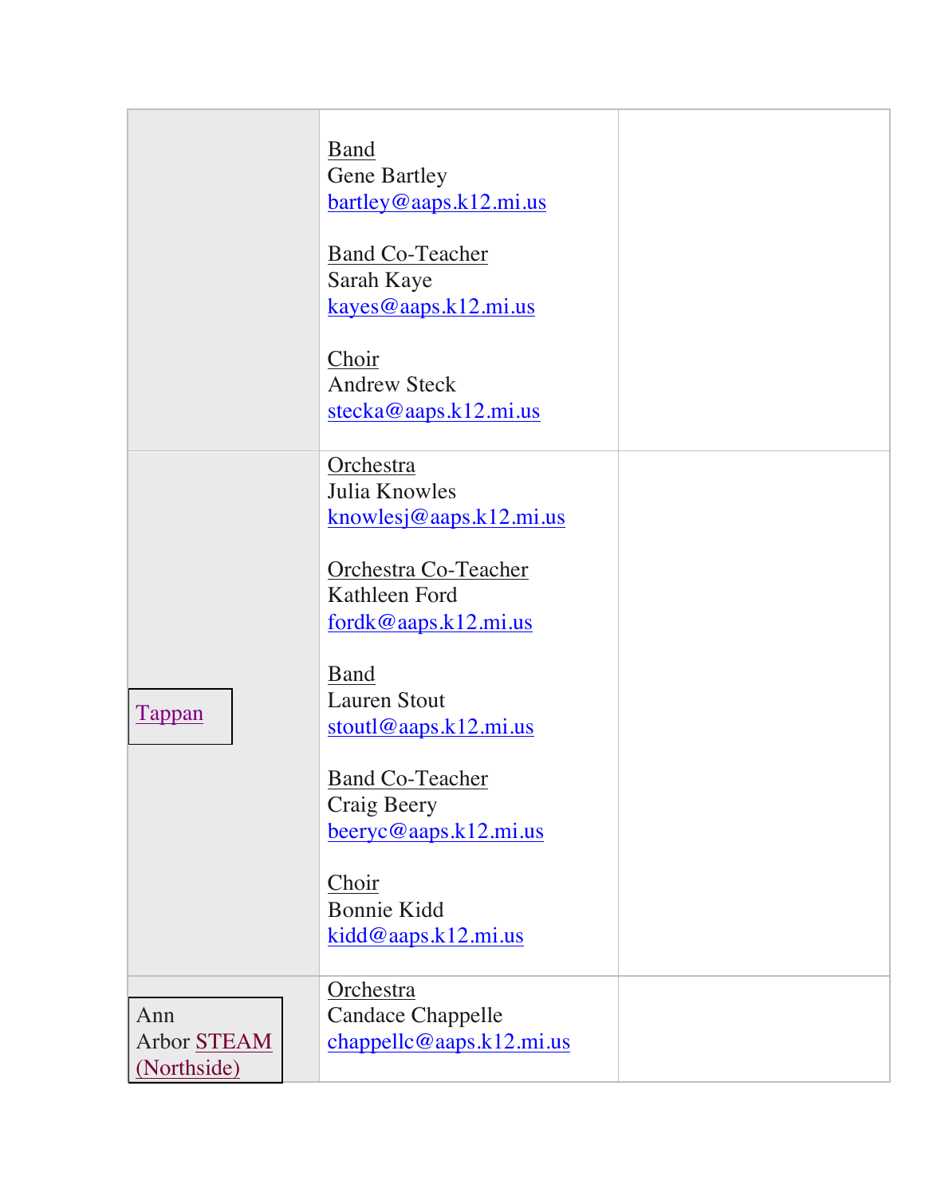| | | |
|---|---|---|
| | Band<br>Gene Bartley<br>bartley@aaps.k12.mi.us<br><br>Band Co-Teacher<br>Sarah Kaye<br>kayes@aaps.k12.mi.us<br><br>Choir<br>Andrew Steck<br>stecka@aaps.k12.mi.us | |
| Tappan | Orchestra<br>Julia Knowles<br>knowlesj@aaps.k12.mi.us<br><br>Orchestra Co-Teacher<br>Kathleen Ford<br>fordk@aaps.k12.mi.us<br><br>Band<br>Lauren Stout<br>stoutl@aaps.k12.mi.us<br><br>Band Co-Teacher<br>Craig Beery<br>beeryc@aaps.k12.mi.us<br><br>Choir<br>Bonnie Kidd<br>kidd@aaps.k12.mi.us | |
| Ann Arbor STEAM (Northside) | Orchestra<br>Candace Chappelle<br>chappellc@aaps.k12.mi.us | |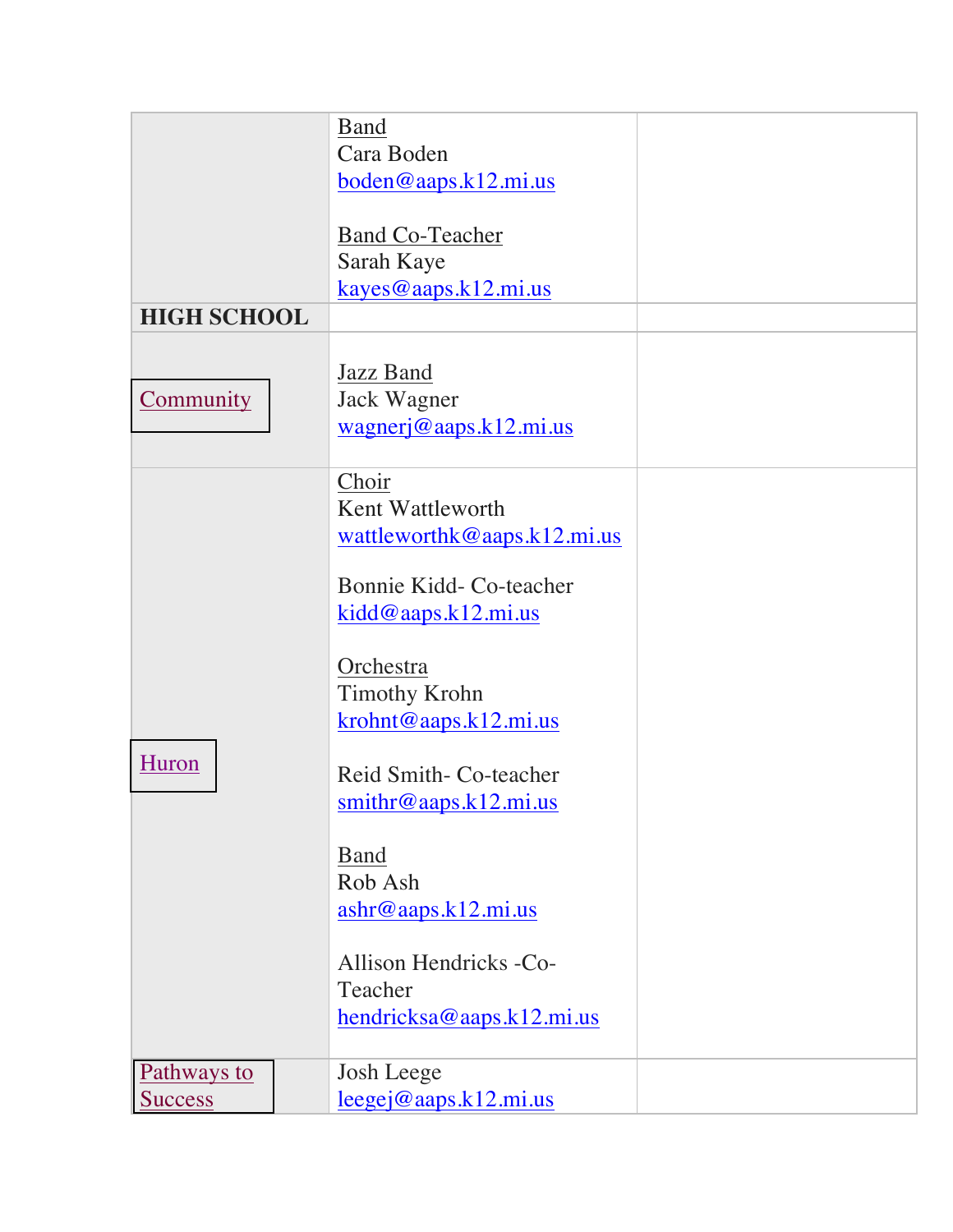| | | |
|---|---|---|
| | Band<br>Cara Boden<br>boden@aaps.k12.mi.us<br><br>Band Co-Teacher<br>Sarah Kaye<br>kayes@aaps.k12.mi.us | |
| **HIGH SCHOOL** | | |
| Community | Jazz Band<br>Jack Wagner<br>wagnerj@aaps.k12.mi.us | |
| Huron | Choir<br>Kent Wattleworth<br>wattleworthk@aaps.k12.mi.us<br><br>Bonnie Kidd- Co-teacher<br>kidd@aaps.k12.mi.us<br><br>Orchestra<br>Timothy Krohn<br>krohnt@aaps.k12.mi.us<br><br>Reid Smith- Co-teacher<br>smithr@aaps.k12.mi.us<br><br>Band<br>Rob Ash<br>ashr@aaps.k12.mi.us<br><br>Allison Hendricks -Co-Teacher<br>hendricksa@aaps.k12.mi.us | |
| Pathways to Success | Josh Leege<br>leegej@aaps.k12.mi.us | |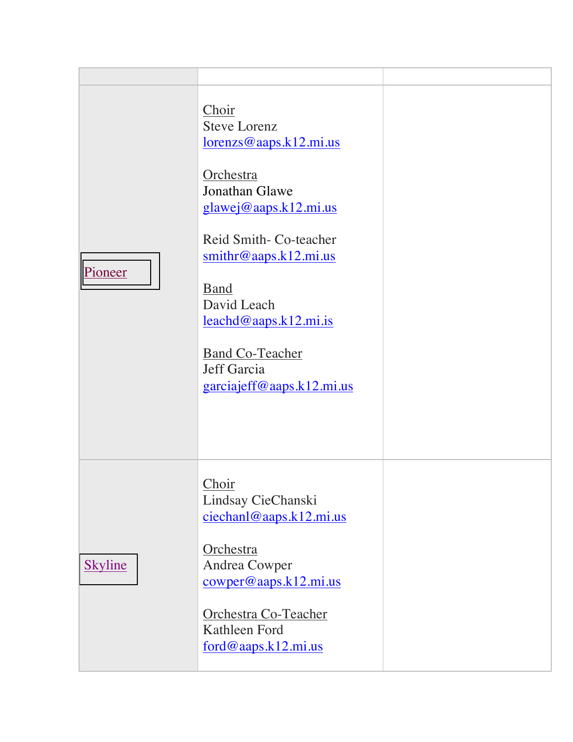| | | |
|---|---|---|
| Pioneer | Choir<br>Steve Lorenz<br>lorenzs@aaps.k12.mi.us<br><br>Orchestra<br>Jonathan Glawe<br>glawej@aaps.k12.mi.us<br><br>Reid Smith- Co-teacher<br>smithr@aaps.k12.mi.us<br><br>Band<br>David Leach<br>leachd@aaps.k12.mi.is<br><br>Band Co-Teacher<br>Jeff Garcia<br>garciajeff@aaps.k12.mi.us | |
| Skyline | Choir<br>Lindsay CieChanski<br>ciechanl@aaps.k12.mi.us<br><br>Orchestra<br>Andrea Cowper<br>cowper@aaps.k12.mi.us<br><br>Orchestra Co-Teacher<br>Kathleen Ford<br>ford@aaps.k12.mi.us | |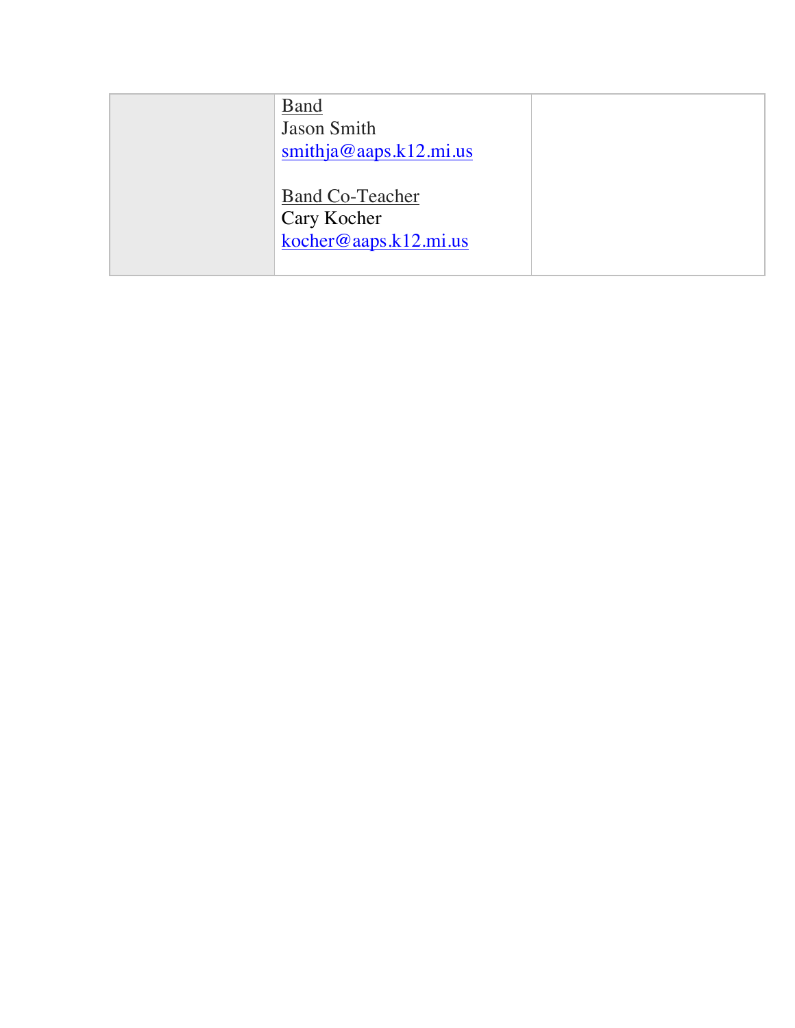| | | |
|---|---|---|
| | Band<br>Jason Smith<br>smithja@aaps.k12.mi.us<br><br>Band Co-Teacher<br>Cary Kocher<br>kocher@aaps.k12.mi.us | |